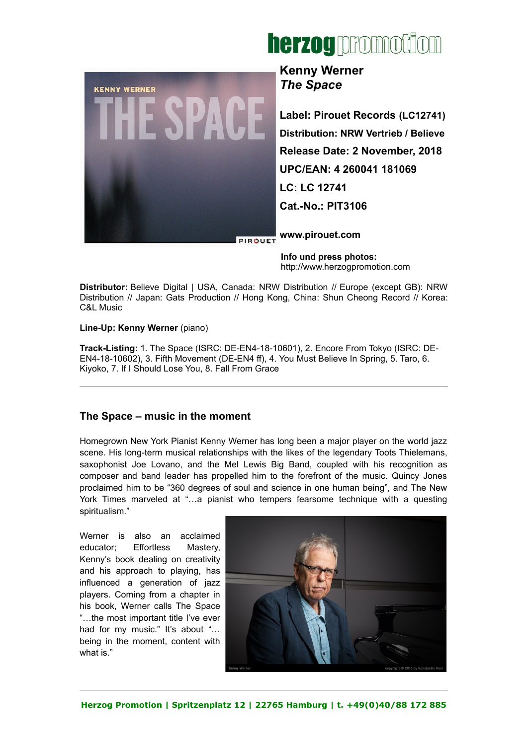# Kenny Werner
## *The Space*

**Label: Pirouet Records (LC12741)**
**Distribution: NRW Vertrieb / Believe**
**Release Date: 2 November, 2018**
**UPC/EAN: 4 260041 181069**
**LC: LC 12741**
**Cat.-No.: PIT3106**

**www.pirouet.com**

**Info und press photos:**
http://www.herzogpromotion.com

**Distributor:** Believe Digital | USA, Canada: NRW Distribution // Europe (except GB): NRW Distribution // Japan: Gats Production // Hong Kong, China: Shun Cheong Record // Korea: C&L Music

**Line-Up: Kenny Werner** (piano)

**Track-Listing:** 1. The Space (ISRC: DE-EN4-18-10601), 2. Encore From Tokyo (ISRC: DE-EN4-18-10602), 3. Fifth Movement (DE-EN4 ff), 4. You Must Believe In Spring, 5. Taro, 6. Kiyoko, 7. If I Should Lose You, 8. Fall From Grace

---

## The Space – music in the moment

Homegrown New York Pianist Kenny Werner has long been a major player on the world jazz scene. His long-term musical relationships with the likes of the legendary Toots Thielemans, saxophonist Joe Lovano, and the Mel Lewis Big Band, coupled with his recognition as composer and band leader has propelled him to the forefront of the music. Quincy Jones proclaimed him to be "360 degrees of soul and science in one human being", and The New York Times marveled at "…a pianist who tempers fearsome technique with a questing spiritualism."

Werner is also an acclaimed educator; Effortless Mastery, Kenny's book dealing on creativity and his approach to playing, has influenced a generation of jazz players. Coming from a chapter in his book, Werner calls The Space "…the most important title I've ever had for my music." It's about "…being in the moment, content with what is."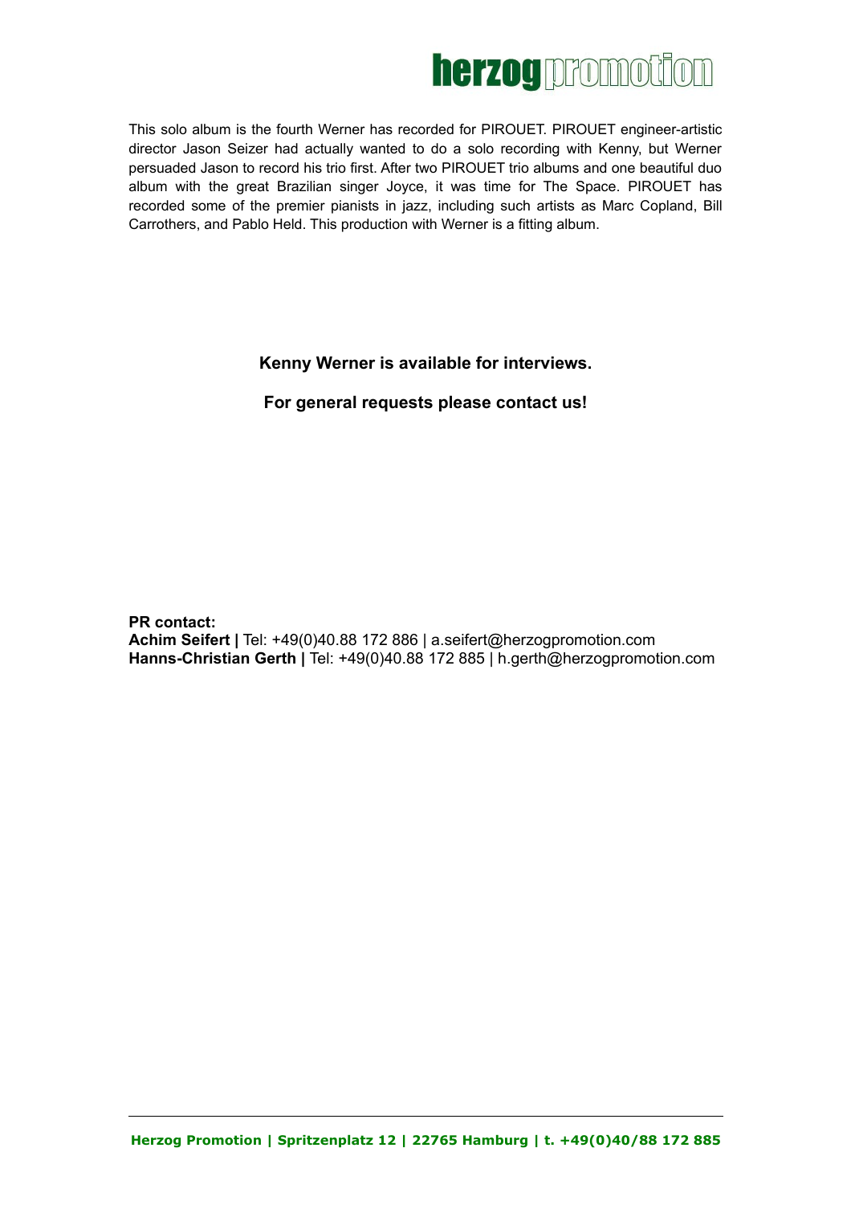This solo album is the fourth Werner has recorded for PIROUET. PIROUET engineer-artistic director Jason Seizer had actually wanted to do a solo recording with Kenny, but Werner persuaded Jason to record his trio first. After two PIROUET trio albums and one beautiful duo album with the great Brazilian singer Joyce, it was time for The Space. PIROUET has recorded some of the premier pianists in jazz, including such artists as Marc Copland, Bill Carrothers, and Pablo Held. This production with Werner is a fitting album.

**Kenny Werner is available for interviews.**

**For general requests please contact us!**

**PR contact:**
**Achim Seifert |** Tel: +49(0)40.88 172 886 | a.seifert@herzogpromotion.com
**Hanns-Christian Gerth |** Tel: +49(0)40.88 172 885 | h.gerth@herzogpromotion.com